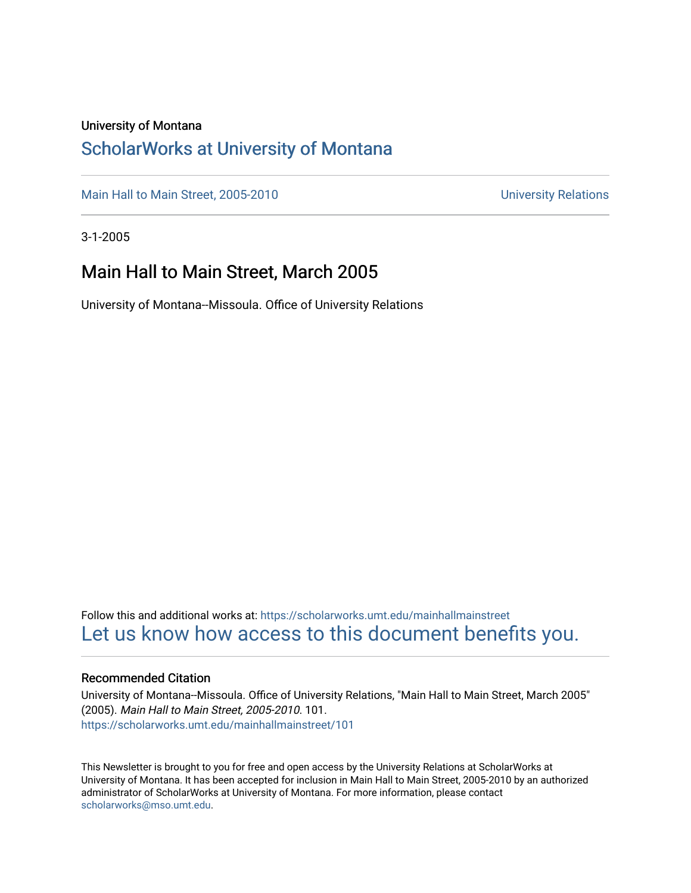University of Montana

# ScholarWorks at University of Montana

Main Hall to Main Street, 2005-2010 | University Relations

3-1-2005

## Main Hall to Main Street, March 2005

University of Montana--Missoula. Office of University Relations

Follow this and additional works at: https://scholarworks.umt.edu/mainhallmainstreet

Let us know how access to this document benefits you.

### Recommended Citation

University of Montana--Missoula. Office of University Relations, "Main Hall to Main Street, March 2005" (2005). *Main Hall to Main Street, 2005-2010*. 101.
https://scholarworks.umt.edu/mainhallmainstreet/101

This Newsletter is brought to you for free and open access by the University Relations at ScholarWorks at University of Montana. It has been accepted for inclusion in Main Hall to Main Street, 2005-2010 by an authorized administrator of ScholarWorks at University of Montana. For more information, please contact scholarworks@mso.umt.edu.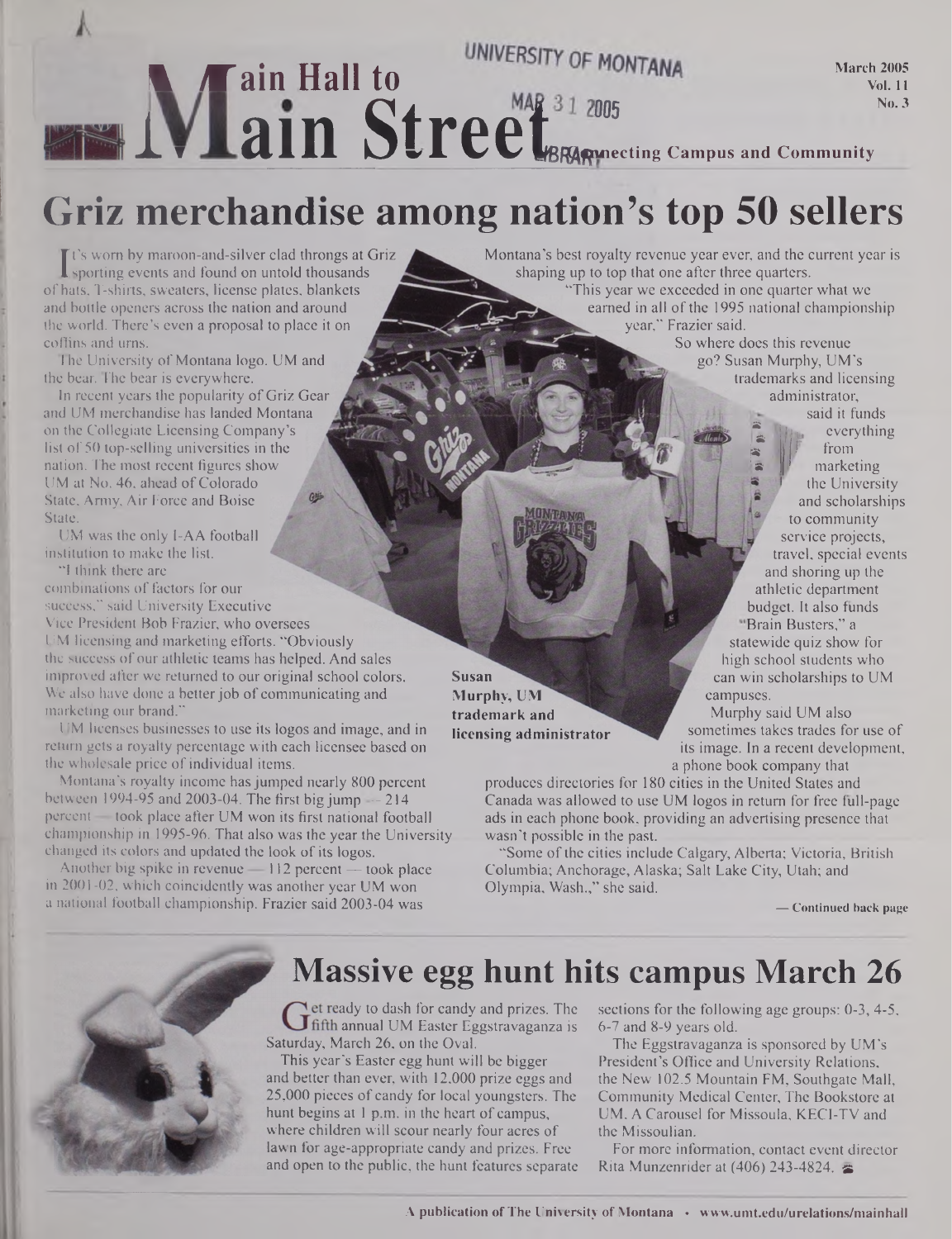# Main Hall to Main Street

UNIVERSITY OF MONTANA

MAR 31 2005

LIBRARY

March 2005
Vol. 11
No. 3

Connecting Campus and Community

## Griz merchandise among nation's top 50 sellers

It's worn by maroon-and-silver clad throngs at Griz sporting events and found on untold thousands of hats, T-shirts, sweaters, license plates, blankets and bottle openers across the nation and around the world. There's even a proposal to place it on coffins and urns.

The University of Montana logo. UM and the bear. The bear is everywhere.

In recent years the popularity of Griz Gear and UM merchandise has landed Montana on the Collegiate Licensing Company's list of 50 top-selling universities in the nation. The most recent figures show UM at No. 46, ahead of Colorado State, Army, Air Force and Boise State.

UM was the only I-AA football institution to make the list.

"I think there are combinations of factors for our success," said University Executive Vice President Bob Frazier, who oversees UM licensing and marketing efforts. "Obviously the success of our athletic teams has helped. And sales improved after we returned to our original school colors. We also have done a better job of communicating and marketing our brand."

UM licenses businesses to use its logos and image, and in return gets a royalty percentage with each licensee based on the wholesale price of individual items.

Montana's royalty income has jumped nearly 800 percent between 1994-95 and 2003-04. The first big jump — 214 percent — took place after UM won its first national football championship in 1995-96. That also was the year the University changed its colors and updated the look of its logos.

Another big spike in revenue — 112 percent — took place in 2001-02, which coincidently was another year UM won a national football championship. Frazier said 2003-04 was Montana's best royalty revenue year ever, and the current year is shaping up to top that one after three quarters.

"This year we exceeded in one quarter what we earned in all of the 1995 national championship year," Frazier said.

So where does this revenue go? Susan Murphy, UM's trademarks and licensing administrator, said it funds everything from marketing the University and scholarships to community service projects, travel, special events and shoring up the athletic department budget. It also funds "Brain Busters," a statewide quiz show for high school students who can win scholarships to UM campuses.

**Susan Murphy, UM trademark and licensing administrator**

Murphy said UM also sometimes takes trades for use of its image. In a recent development, a phone book company that produces directories for 180 cities in the United States and Canada was allowed to use UM logos in return for free full-page ads in each phone book, providing an advertising presence that wasn't possible in the past.

"Some of the cities include Calgary, Alberta; Victoria, British Columbia; Anchorage, Alaska; Salt Lake City, Utah; and Olympia, Wash.," she said.

— Continued back page

## Massive egg hunt hits campus March 26

Get ready to dash for candy and prizes. The fifth annual UM Easter Eggstravaganza is Saturday, March 26, on the Oval.

This year's Easter egg hunt will be bigger and better than ever, with 12,000 prize eggs and 25,000 pieces of candy for local youngsters. The hunt begins at 1 p.m. in the heart of campus, where children will scour nearly four acres of lawn for age-appropriate candy and prizes. Free and open to the public, the hunt features separate sections for the following age groups: 0-3, 4-5, 6-7 and 8-9 years old.

The Eggstravaganza is sponsored by UM's President's Office and University Relations, the New 102.5 Mountain FM, Southgate Mall, Community Medical Center, The Bookstore at UM, A Carousel for Missoula, KECI-TV and the Missoulian.

For more information, contact event director Rita Munzenrider at (406) 243-4824.

A publication of The University of Montana • www.umt.edu/urelations/mainhall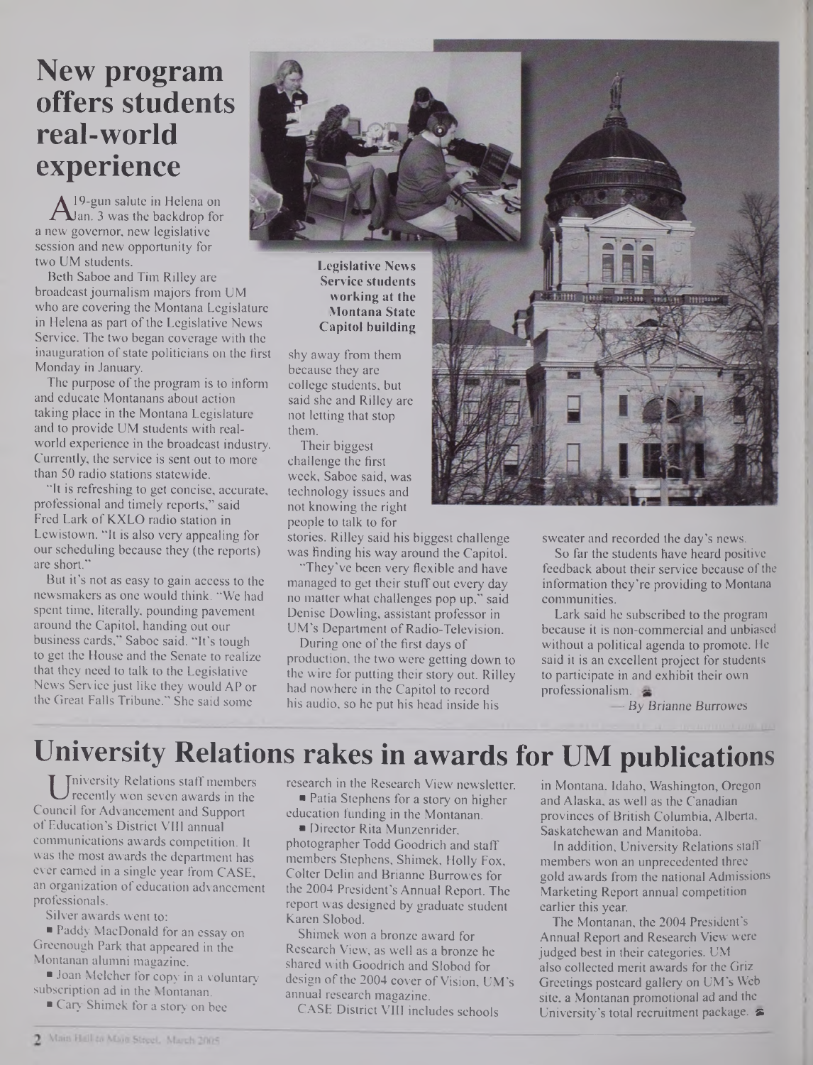# New program offers students real-world experience

A 19-gun salute in Helena on Jan. 3 was the backdrop for a new governor, new legislative session and new opportunity for two UM students.

Beth Saboe and Tim Rilley are broadcast journalism majors from UM who are covering the Montana Legislature in Helena as part of the Legislative News Service. The two began coverage with the inauguration of state politicians on the first Monday in January.

The purpose of the program is to inform and educate Montanans about action taking place in the Montana Legislature and to provide UM students with real-world experience in the broadcast industry. Currently, the service is sent out to more than 50 radio stations statewide.

"It is refreshing to get concise, accurate, professional and timely reports," said Fred Lark of KXLO radio station in Lewistown. "It is also very appealing for our scheduling because they (the reports) are short."

But it's not as easy to gain access to the newsmakers as one would think. "We had spent time, literally, pounding pavement around the Capitol, handing out our business cards," Saboe said. "It's tough to get the House and the Senate to realize that they need to talk to the Legislative News Service just like they would AP or the Great Falls Tribune." She said some shy away from them because they are college students, but said she and Rilley are not letting that stop them.

**Legislative News Service students working at the Montana State Capitol building**

Their biggest challenge the first week, Saboe said, was technology issues and not knowing the right people to talk to for stories. Rilley said his biggest challenge was finding his way around the Capitol.

"They've been very flexible and have managed to get their stuff out every day no matter what challenges pop up," said Denise Dowling, assistant professor in UM's Department of Radio-Television.

During one of the first days of production, the two were getting down to the wire for putting their story out. Rilley had nowhere in the Capitol to record his audio, so he put his head inside his sweater and recorded the day's news.

So far the students have heard positive feedback about their service because of the information they're providing to Montana communities.

Lark said he subscribed to the program because it is non-commercial and unbiased without a political agenda to promote. He said it is an excellent project for students to participate in and exhibit their own professionalism.

*— By Brianne Burrowes*

# University Relations rakes in awards for UM publications

University Relations staff members recently won seven awards in the Council for Advancement and Support of Education's District VIII annual communications awards competition. It was the most awards the department has ever earned in a single year from CASE, an organization of education advancement professionals.

Silver awards went to:

- Paddy MacDonald for an essay on Greenough Park that appeared in the Montanan alumni magazine.
- Joan Melcher for copy in a voluntary subscription ad in the Montanan.
- Cary Shimek for a story on bee research in the Research View newsletter.
- Patia Stephens for a story on higher education funding in the Montanan.
- Director Rita Munzenrider, photographer Todd Goodrich and staff members Stephens, Shimek, Holly Fox, Colter Delin and Brianne Burrowes for the 2004 President's Annual Report. The report was designed by graduate student Karen Slobod.

Shimek won a bronze award for Research View, as well as a bronze he shared with Goodrich and Slobod for design of the 2004 cover of Vision, UM's annual research magazine.

CASE District VIII includes schools in Montana, Idaho, Washington, Oregon and Alaska, as well as the Canadian provinces of British Columbia, Alberta, Saskatchewan and Manitoba.

In addition, University Relations staff members won an unprecedented three gold awards from the national Admissions Marketing Report annual competition earlier this year.

The Montanan, the 2004 President's Annual Report and Research View were judged best in their categories. UM also collected merit awards for the Griz Greetings postcard gallery on UM's Web site, a Montanan promotional ad and the University's total recruitment package.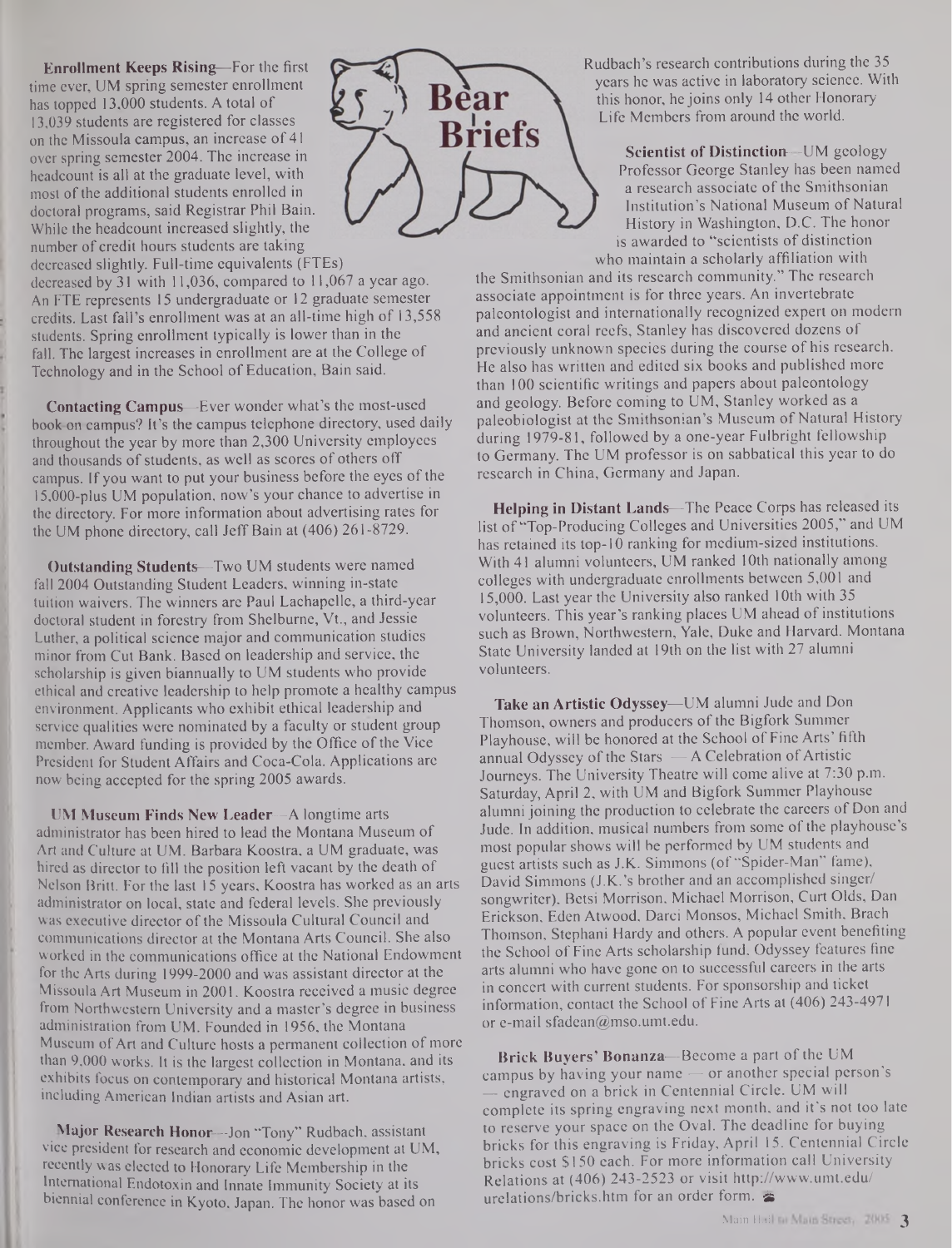# Bear Briefs

**Enrollment Keeps Rising**—For the first time ever, UM spring semester enrollment has topped 13,000 students. A total of 13,039 students are registered for classes on the Missoula campus, an increase of 41 over spring semester 2004. The increase in headcount is all at the graduate level, with most of the additional students enrolled in doctoral programs, said Registrar Phil Bain. While the headcount increased slightly, the number of credit hours students are taking decreased slightly. Full-time equivalents (FTEs) decreased by 31 with 11,036, compared to 11,067 a year ago. An FTE represents 15 undergraduate or 12 graduate semester credits. Last fall's enrollment was at an all-time high of 13,558 students. Spring enrollment typically is lower than in the fall. The largest increases in enrollment are at the College of Technology and in the School of Education, Bain said.

**Contacting Campus**—Ever wonder what's the most-used book on campus? It's the campus telephone directory, used daily throughout the year by more than 2,300 University employees and thousands of students, as well as scores of others off campus. If you want to put your business before the eyes of the 15,000-plus UM population, now's your chance to advertise in the directory. For more information about advertising rates for the UM phone directory, call Jeff Bain at (406) 261-8729.

**Outstanding Students**—Two UM students were named fall 2004 Outstanding Student Leaders, winning in-state tuition waivers. The winners are Paul Lachapelle, a third-year doctoral student in forestry from Shelburne, Vt., and Jessie Luther, a political science major and communication studies minor from Cut Bank. Based on leadership and service, the scholarship is given biannually to UM students who provide ethical and creative leadership to help promote a healthy campus environment. Applicants who exhibit ethical leadership and service qualities were nominated by a faculty or student group member. Award funding is provided by the Office of the Vice President for Student Affairs and Coca-Cola. Applications are now being accepted for the spring 2005 awards.

**UM Museum Finds New Leader**—A longtime arts administrator has been hired to lead the Montana Museum of Art and Culture at UM. Barbara Koostra, a UM graduate, was hired as director to fill the position left vacant by the death of Nelson Britt. For the last 15 years, Koostra has worked as an arts administrator on local, state and federal levels. She previously was executive director of the Missoula Cultural Council and communications director at the Montana Arts Council. She also worked in the communications office at the National Endowment for the Arts during 1999-2000 and was assistant director at the Missoula Art Museum in 2001. Koostra received a music degree from Northwestern University and a master's degree in business administration from UM. Founded in 1956, the Montana Museum of Art and Culture hosts a permanent collection of more than 9,000 works. It is the largest collection in Montana, and its exhibits focus on contemporary and historical Montana artists, including American Indian artists and Asian art.

**Major Research Honor**—Jon "Tony" Rudbach, assistant vice president for research and economic development at UM, recently was elected to Honorary Life Membership in the International Endotoxin and Innate Immunity Society at its biennial conference in Kyoto, Japan. The honor was based on Rudbach's research contributions during the 35 years he was active in laboratory science. With this honor, he joins only 14 other Honorary Life Members from around the world.

**Scientist of Distinction**—UM geology Professor George Stanley has been named a research associate of the Smithsonian Institution's National Museum of Natural History in Washington, D.C. The honor is awarded to "scientists of distinction who maintain a scholarly affiliation with the Smithsonian and its research community." The research associate appointment is for three years. An invertebrate paleontologist and internationally recognized expert on modern and ancient coral reefs, Stanley has discovered dozens of previously unknown species during the course of his research. He also has written and edited six books and published more than 100 scientific writings and papers about paleontology and geology. Before coming to UM, Stanley worked as a paleobiologist at the Smithsonian's Museum of Natural History during 1979-81, followed by a one-year Fulbright fellowship to Germany. The UM professor is on sabbatical this year to do research in China, Germany and Japan.

**Helping in Distant Lands**—The Peace Corps has released its list of "Top-Producing Colleges and Universities 2005," and UM has retained its top-10 ranking for medium-sized institutions. With 41 alumni volunteers, UM ranked 10th nationally among colleges with undergraduate enrollments between 5,001 and 15,000. Last year the University also ranked 10th with 35 volunteers. This year's ranking places UM ahead of institutions such as Brown, Northwestern, Yale, Duke and Harvard. Montana State University landed at 19th on the list with 27 alumni volunteers.

**Take an Artistic Odyssey**—UM alumni Jude and Don Thomson, owners and producers of the Bigfork Summer Playhouse, will be honored at the School of Fine Arts' fifth annual Odyssey of the Stars — A Celebration of Artistic Journeys. The University Theatre will come alive at 7:30 p.m. Saturday, April 2, with UM and Bigfork Summer Playhouse alumni joining the production to celebrate the careers of Don and Jude. In addition, musical numbers from some of the playhouse's most popular shows will be performed by UM students and guest artists such as J.K. Simmons (of "Spider-Man" fame), David Simmons (J.K.'s brother and an accomplished singer/songwriter), Betsi Morrison, Michael Morrison, Curt Olds, Dan Erickson, Eden Atwood, Darci Monsos, Michael Smith, Brach Thomson, Stephani Hardy and others. A popular event benefiting the School of Fine Arts scholarship fund, Odyssey features fine arts alumni who have gone on to successful careers in the arts in concert with current students. For sponsorship and ticket information, contact the School of Fine Arts at (406) 243-4971 or e-mail sfadean@mso.umt.edu.

**Brick Buyers' Bonanza**—Become a part of the UM campus by having your name — or another special person's — engraved on a brick in Centennial Circle. UM will complete its spring engraving next month, and it's not too late to reserve your space on the Oval. The deadline for buying bricks for this engraving is Friday, April 15. Centennial Circle bricks cost $150 each. For more information call University Relations at (406) 243-2523 or visit http://www.umt.edu/urelations/bricks.htm for an order form.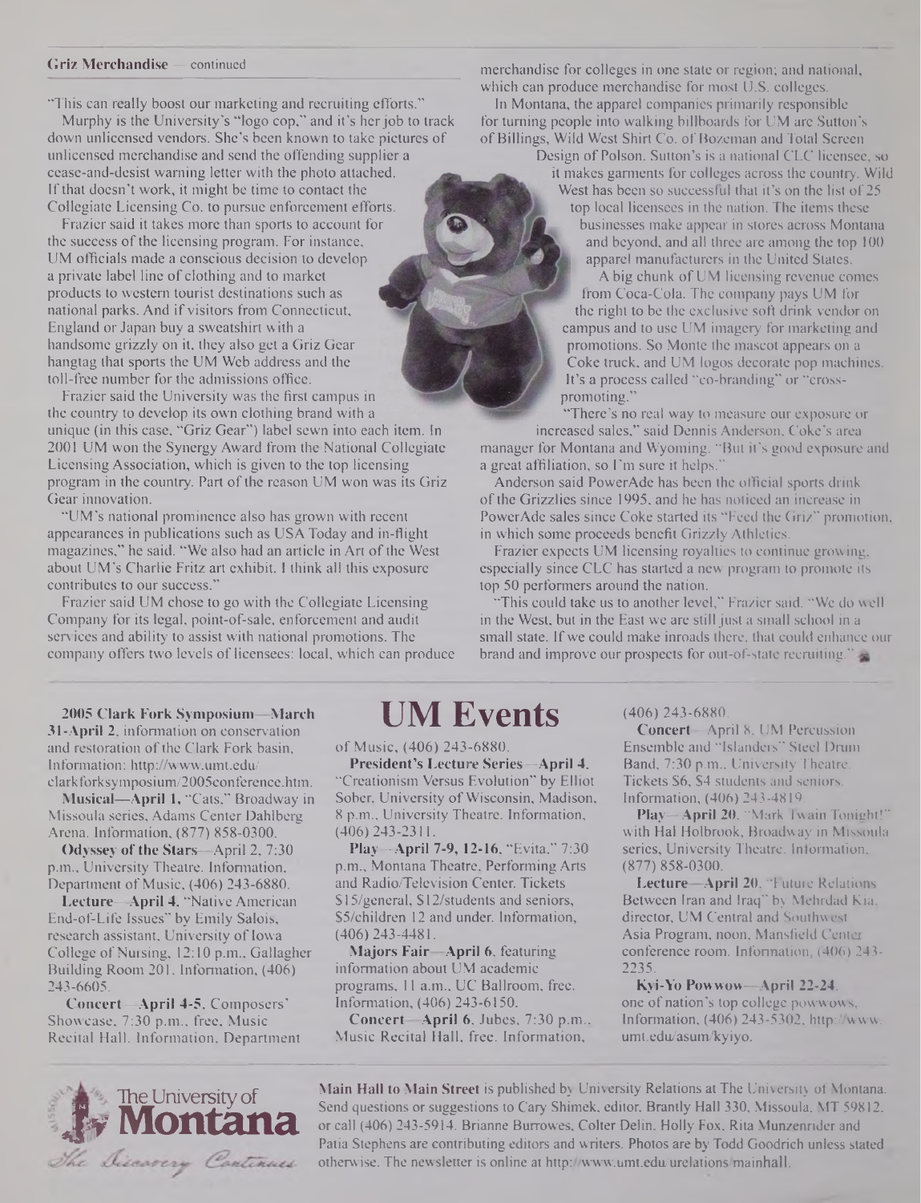**Griz Merchandise** — continued

"This can really boost our marketing and recruiting efforts."

Murphy is the University's "logo cop," and it's her job to track down unlicensed vendors. She's been known to take pictures of unlicensed merchandise and send the offending supplier a cease-and-desist warning letter with the photo attached. If that doesn't work, it might be time to contact the Collegiate Licensing Co. to pursue enforcement efforts.

Frazier said it takes more than sports to account for the success of the licensing program. For instance, UM officials made a conscious decision to develop a private label line of clothing and to market products to western tourist destinations such as national parks. And if visitors from Connecticut, England or Japan buy a sweatshirt with a handsome grizzly on it, they also get a Griz Gear hangtag that sports the UM Web address and the toll-free number for the admissions office.

Frazier said the University was the first campus in the country to develop its own clothing brand with a unique (in this case, "Griz Gear") label sewn into each item. In 2001 UM won the Synergy Award from the National Collegiate Licensing Association, which is given to the top licensing program in the country. Part of the reason UM won was its Griz Gear innovation.

"UM's national prominence also has grown with recent appearances in publications such as USA Today and in-flight magazines," he said. "We also had an article in Art of the West about UM's Charlie Fritz art exhibit. I think all this exposure contributes to our success."

Frazier said UM chose to go with the Collegiate Licensing Company for its legal, point-of-sale, enforcement and audit services and ability to assist with national promotions. The company offers two levels of licensees: local, which can produce merchandise for colleges in one state or region; and national, which can produce merchandise for most U.S. colleges.

In Montana, the apparel companies primarily responsible for turning people into walking billboards for UM are Sutton's of Billings, Wild West Shirt Co. of Bozeman and Total Screen Design of Polson. Sutton's is a national CLC licensee, so it makes garments for colleges across the country. Wild West has been so successful that it's on the list of 25 top local licensees in the nation. The items these businesses make appear in stores across Montana and beyond, and all three are among the top 100 apparel manufacturers in the United States.

A big chunk of UM licensing revenue comes from Coca-Cola. The company pays UM for the right to be the exclusive soft drink vendor on campus and to use UM imagery for marketing and promotions. So Monte the mascot appears on a Coke truck, and UM logos decorate pop machines. It's a process called "co-branding" or "cross-promoting."

"There's no real way to measure our exposure or increased sales," said Dennis Anderson, Coke's area manager for Montana and Wyoming. "But it's good exposure and a great affiliation, so I'm sure it helps."

Anderson said PowerAde has been the official sports drink of the Grizzlies since 1995, and he has noticed an increase in PowerAde sales since Coke started its "Feed the Griz" promotion, in which some proceeds benefit Grizzly Athletics.

Frazier expects UM licensing royalties to continue growing, especially since CLC has started a new program to promote its top 50 performers around the nation.

"This could take us to another level," Frazier said. "We do well in the West, but in the East we are still just a small school in a small state. If we could make inroads there, that could enhance our brand and improve our prospects for out-of-state recruiting."

# UM Events

**2005 Clark Fork Symposium—March 31-April 2**, information on conservation and restoration of the Clark Fork basin. Information: http://www.umt.edu/clarkforksymposium/2005conference.htm.

**Musical—April 1**, "Cats," Broadway in Missoula series, Adams Center Dahlberg Arena. Information, (877) 858-0300.

**Odyssey of the Stars**—April 2, 7:30 p.m., University Theatre. Information, Department of Music, (406) 243-6880.

**Lecture—April 4**, "Native American End-of-Life Issues" by Emily Salois, research assistant, University of Iowa College of Nursing, 12:10 p.m., Gallagher Building Room 201. Information, (406) 243-6605.

**Concert—April 4-5**, Composers' Showcase, 7:30 p.m., free, Music Recital Hall. Information, Department of Music, (406) 243-6880.

**President's Lecture Series—April 4**, "Creationism Versus Evolution" by Elliot Sober, University of Wisconsin, Madison, 8 p.m., University Theatre. Information, (406) 243-2311.

**Play—April 7-9, 12-16**, "Evita," 7:30 p.m., Montana Theatre, Performing Arts and Radio/Television Center. Tickets $15/general, $12/students and seniors, $5/children 12 and under. Information, (406) 243-4481.

**Majors Fair—April 6**, featuring information about UM academic programs, 11 a.m., UC Ballroom, free. Information, (406) 243-6150.

**Concert—April 6**, Jubes, 7:30 p.m., Music Recital Hall, free. Information, (406) 243-6880.

**Concert—April 8**, UM Percussion Ensemble and "Islanders" Steel Drum Band, 7:30 p.m., University Theatre. Tickets $6, $4 students and seniors. Information, (406) 243-4819.

**Play—April 20**, "Mark Twain Tonight!" with Hal Holbrook, Broadway in Missoula series, University Theatre. Information, (877) 858-0300.

**Lecture—April 20**, "Future Relations Between Iran and Iraq" by Mehrdad Kia, director, UM Central and Southwest Asia Program, noon, Mansfield Center conference room. Information, (406) 243-2235.

**Kyi-Yo Powwow—April 22-24**, one of nation's top college powwows. Information, (406) 243-5302, http://www.umt.edu/asum/kyiyo.

The University of Montana
*The Discovery Continues*

**Main Hall to Main Street** is published by University Relations at The University of Montana. Send questions or suggestions to Cary Shimek, editor, Brantly Hall 330, Missoula, MT 59812, or call (406) 243-5914. Brianne Burrowes, Colter Delin, Holly Fox, Rita Munzenrider and Patia Stephens are contributing editors and writers. Photos are by Todd Goodrich unless stated otherwise. The newsletter is online at http://www.umt.edu/urelations/mainhall.